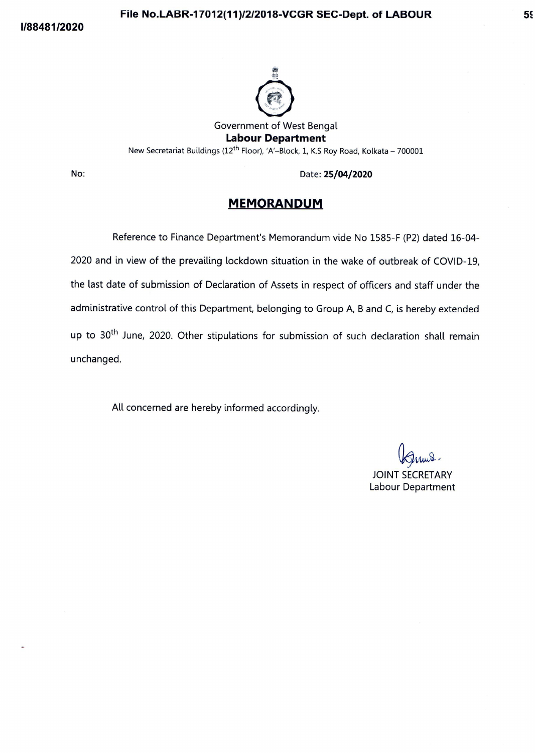Government of West Bengal

**Labour Department**

New Secretariat Buildings (12th Floor), 'A'–Block, 1, K.S Roy Road, Kolkata – 700001

No: Date: **25/04/2020**

## MEMORANDUM

Reference to Finance Department's Memorandum vide No 1585-F (P2) dated 16-04-2020 and in view of the prevailing lockdown situation in the wake of outbreak of COVID-19, the last date of submission of Declaration of Assets in respect of officers and staff under the administrative control of this Department, belonging to Group A, B and C, is hereby extended up to 30th June, 2020. Other stipulations for submission of such declaration shall remain unchanged.

All concerned are hereby informed accordingly.

JOINT SECRETARY
Labour Department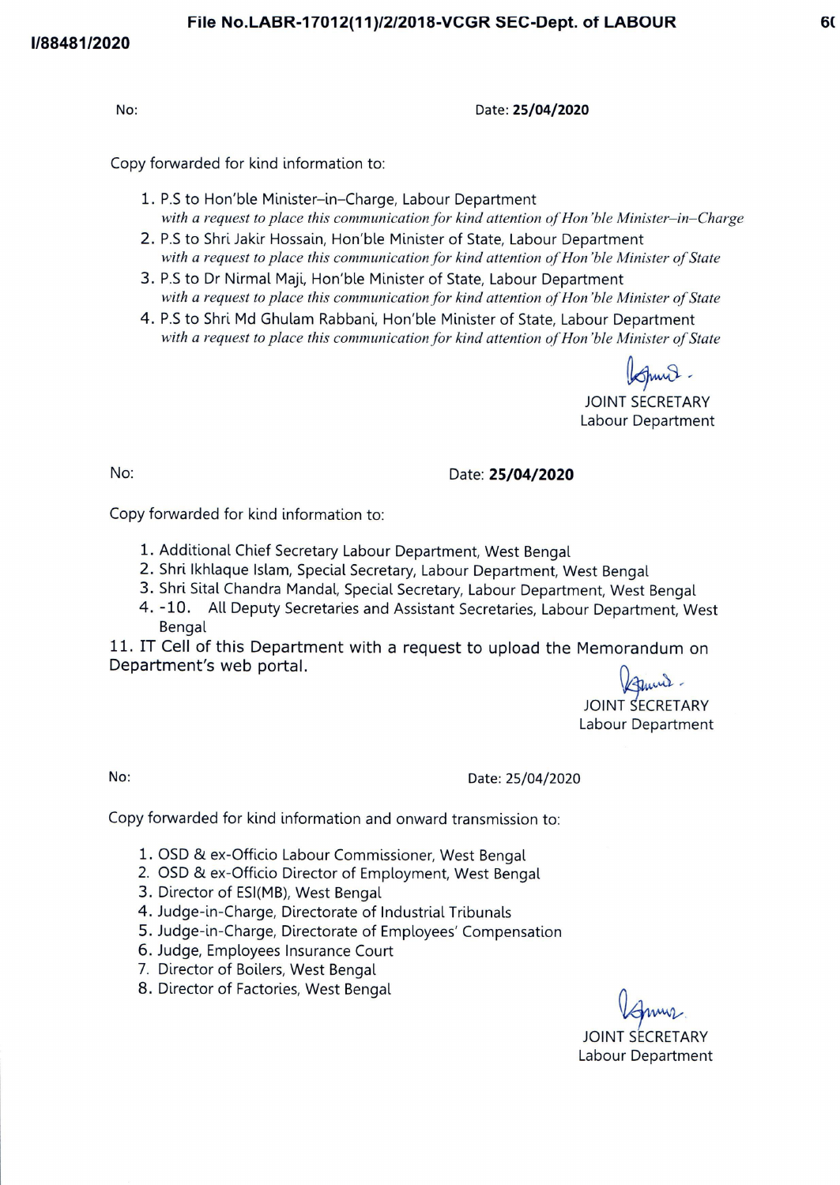No: Date: **25/04/2020**

Copy forwarded for kind information to:

1. P.S to Hon'ble Minister–in–Charge, Labour Department
   *with a request to place this communication for kind attention of Hon'ble Minister–in–Charge*
2. P.S to Shri Jakir Hossain, Hon'ble Minister of State, Labour Department
   *with a request to place this communication for kind attention of Hon'ble Minister of State*
3. P.S to Dr Nirmal Maji, Hon'ble Minister of State, Labour Department
   *with a request to place this communication for kind attention of Hon'ble Minister of State*
4. P.S to Shri Md Ghulam Rabbani, Hon'ble Minister of State, Labour Department
   *with a request to place this communication for kind attention of Hon'ble Minister of State*

JOINT SECRETARY
Labour Department

No: Date: **25/04/2020**

Copy forwarded for kind information to:

1. Additional Chief Secretary Labour Department, West Bengal
2. Shri Ikhlaque Islam, Special Secretary, Labour Department, West Bengal
3. Shri Sital Chandra Mandal, Special Secretary, Labour Department, West Bengal
4. -10. All Deputy Secretaries and Assistant Secretaries, Labour Department, West Bengal

11. IT Cell of this Department with a request to upload the Memorandum on Department's web portal.

JOINT SECRETARY
Labour Department

No: Date: 25/04/2020

Copy forwarded for kind information and onward transmission to:

1. OSD & ex-Officio Labour Commissioner, West Bengal
2. OSD & ex-Officio Director of Employment, West Bengal
3. Director of ESI(MB), West Bengal
4. Judge-in-Charge, Directorate of Industrial Tribunals
5. Judge-in-Charge, Directorate of Employees' Compensation
6. Judge, Employees Insurance Court
7. Director of Boilers, West Bengal
8. Director of Factories, West Bengal

JOINT SECRETARY
Labour Department